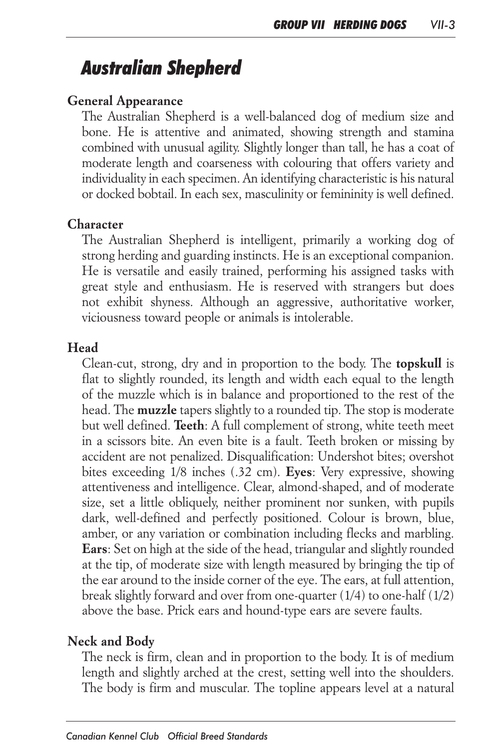# Australian Shepherd

## General Appearance

The Australian Shepherd is a well-balanced dog of medium size and bone. He is attentive and animated, showing strength and stamina combined with unusual agility. Slightly longer than tall, he has a coat of moderate length and coarseness with colouring that offers variety and individuality in each specimen. An identifying characteristic is his natural or docked bobtail. In each sex, masculinity or femininity is well defined.

## Character

The Australian Shepherd is intelligent, primarily a working dog of strong herding and guarding instincts. He is an exceptional companion. He is versatile and easily trained, performing his assigned tasks with great style and enthusiasm. He is reserved with strangers but does not exhibit shyness. Although an aggressive, authoritative worker, viciousness toward people or animals is intolerable.

## Head

Clean-cut, strong, dry and in proportion to the body. The **topskull** is flat to slightly rounded, its length and width each equal to the length of the muzzle which is in balance and proportioned to the rest of the head. The **muzzle** tapers slightly to a rounded tip. The stop is moderate but well defined. **Teeth**: A full complement of strong, white teeth meet in a scissors bite. An even bite is a fault. Teeth broken or missing by accident are not penalized. Disqualification: Undershot bites; overshot bites exceeding 1/8 inches (.32 cm). **Eyes**: Very expressive, showing attentiveness and intelligence. Clear, almond-shaped, and of moderate size, set a little obliquely, neither prominent nor sunken, with pupils dark, well-defined and perfectly positioned. Colour is brown, blue, amber, or any variation or combination including flecks and marbling. **Ears**: Set on high at the side of the head, triangular and slightly rounded at the tip, of moderate size with length measured by bringing the tip of the ear around to the inside corner of the eye. The ears, at full attention, break slightly forward and over from one-quarter (1/4) to one-half (1/2) above the base. Prick ears and hound-type ears are severe faults.

## Neck and Body

The neck is firm, clean and in proportion to the body. It is of medium length and slightly arched at the crest, setting well into the shoulders. The body is firm and muscular. The topline appears level at a natural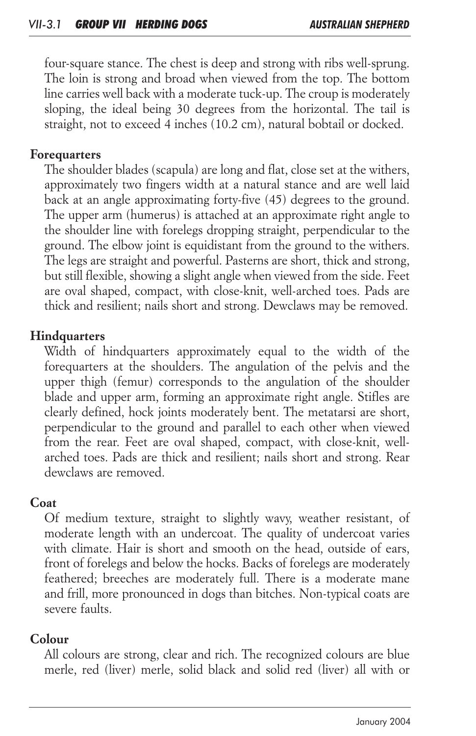four-square stance. The chest is deep and strong with ribs well-sprung. The loin is strong and broad when viewed from the top. The bottom line carries well back with a moderate tuck-up. The croup is moderately sloping, the ideal being 30 degrees from the horizontal. The tail is straight, not to exceed 4 inches (10.2 cm), natural bobtail or docked.

## Forequarters

The shoulder blades (scapula) are long and flat, close set at the withers, approximately two fingers width at a natural stance and are well laid back at an angle approximating forty-five (45) degrees to the ground. The upper arm (humerus) is attached at an approximate right angle to the shoulder line with forelegs dropping straight, perpendicular to the ground. The elbow joint is equidistant from the ground to the withers. The legs are straight and powerful. Pasterns are short, thick and strong, but still flexible, showing a slight angle when viewed from the side. Feet are oval shaped, compact, with close-knit, well-arched toes. Pads are thick and resilient; nails short and strong. Dewclaws may be removed.

## Hindquarters

Width of hindquarters approximately equal to the width of the forequarters at the shoulders. The angulation of the pelvis and the upper thigh (femur) corresponds to the angulation of the shoulder blade and upper arm, forming an approximate right angle. Stifles are clearly defined, hock joints moderately bent. The metatarsi are short, perpendicular to the ground and parallel to each other when viewed from the rear. Feet are oval shaped, compact, with close-knit, well-arched toes. Pads are thick and resilient; nails short and strong. Rear dewclaws are removed.

## Coat

Of medium texture, straight to slightly wavy, weather resistant, of moderate length with an undercoat. The quality of undercoat varies with climate. Hair is short and smooth on the head, outside of ears, front of forelegs and below the hocks. Backs of forelegs are moderately feathered; breeches are moderately full. There is a moderate mane and frill, more pronounced in dogs than bitches. Non-typical coats are severe faults.

## Colour

All colours are strong, clear and rich. The recognized colours are blue merle, red (liver) merle, solid black and solid red (liver) all with or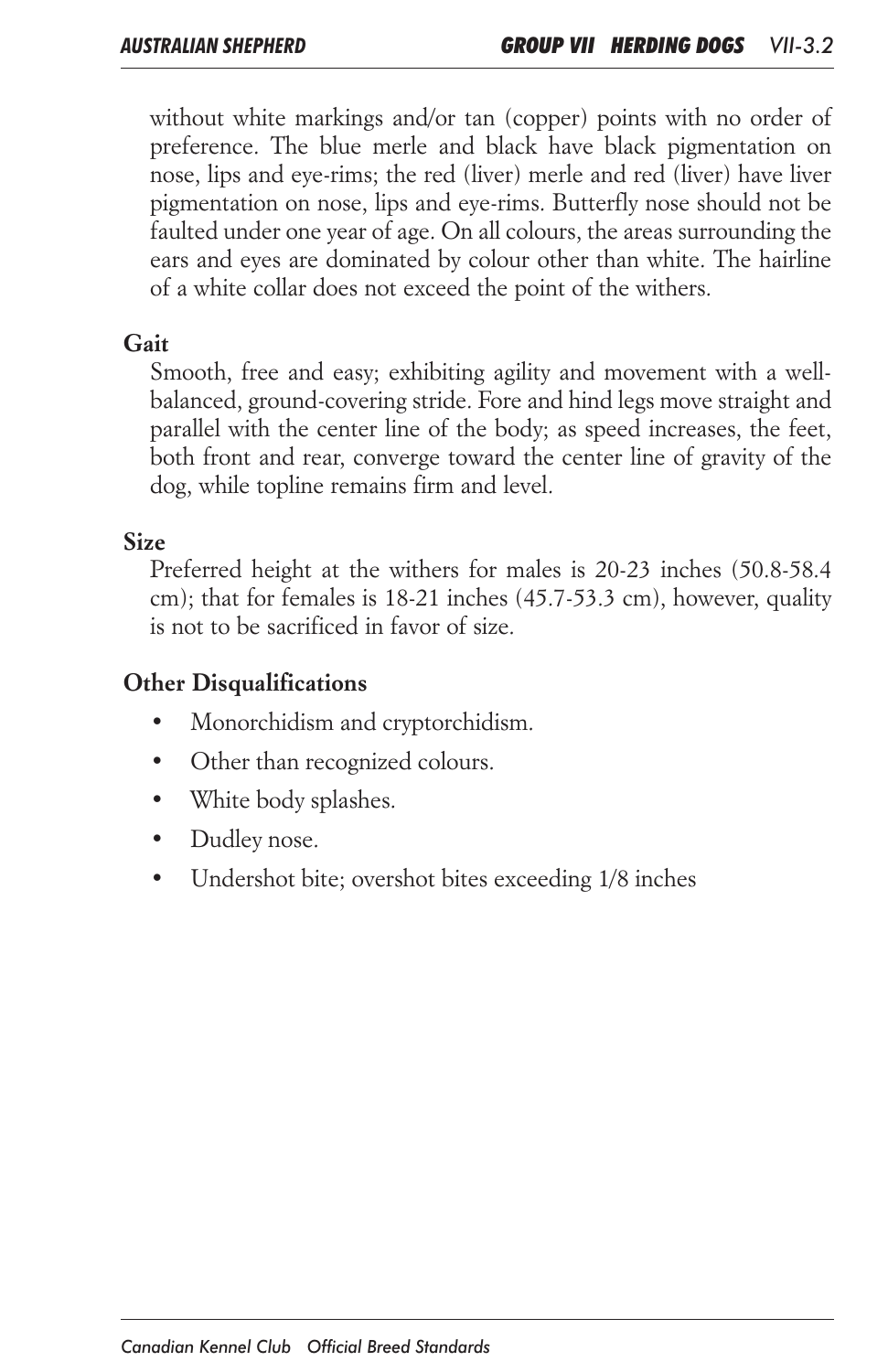without white markings and/or tan (copper) points with no order of preference. The blue merle and black have black pigmentation on nose, lips and eye-rims; the red (liver) merle and red (liver) have liver pigmentation on nose, lips and eye-rims. Butterfly nose should not be faulted under one year of age. On all colours, the areas surrounding the ears and eyes are dominated by colour other than white. The hairline of a white collar does not exceed the point of the withers.

**Gait**

Smooth, free and easy; exhibiting agility and movement with a well-balanced, ground-covering stride. Fore and hind legs move straight and parallel with the center line of the body; as speed increases, the feet, both front and rear, converge toward the center line of gravity of the dog, while topline remains firm and level.

**Size**

Preferred height at the withers for males is 20-23 inches (50.8-58.4 cm); that for females is 18-21 inches (45.7-53.3 cm), however, quality is not to be sacrificed in favor of size.

**Other Disqualifications**

- Monorchidism and cryptorchidism.
- Other than recognized colours.
- White body splashes.
- Dudley nose.
- Undershot bite; overshot bites exceeding 1/8 inches